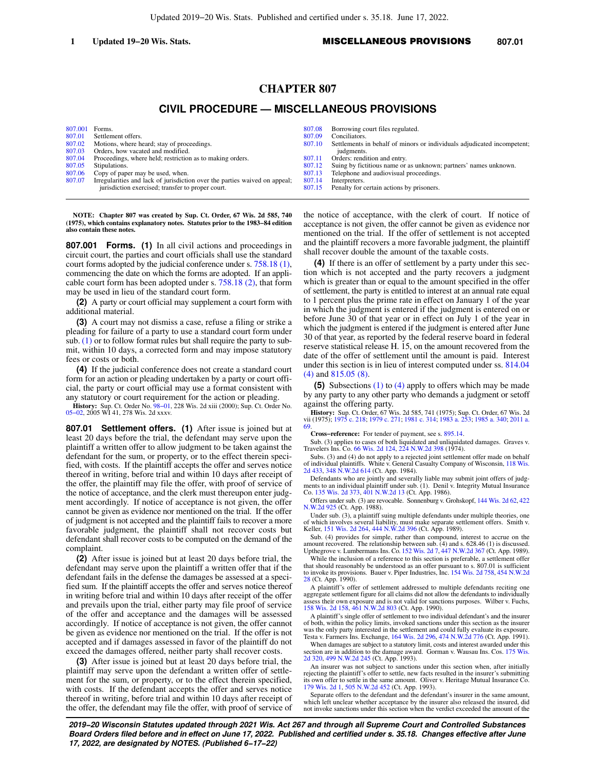# CHAPTER 807

## CIVIL PROCEDURE — MISCELLANEOUS PROVISIONS

| | | | |
|---|---|---|---|
| 807.001 | Forms. | 807.08 | Borrowing court files regulated. |
| 807.01 | Settlement offers. | 807.09 | Conciliators. |
| 807.02 | Motions, where heard; stay of proceedings. | 807.10 | Settlements in behalf of minors or individuals adjudicated incompetent; judgments. |
| 807.03 | Orders, how vacated and modified. | 807.11 | Orders: rendition and entry. |
| 807.04 | Proceedings, where held; restriction as to making orders. | 807.12 | Suing by fictitious name or as unknown; partners' names unknown. |
| 807.05 | Stipulations. | 807.13 | Telephone and audiovisual proceedings. |
| 807.06 | Copy of paper may be used, when. | 807.14 | Interpreters. |
| 807.07 | Irregularities and lack of jurisdiction over the parties waived on appeal; jurisdiction exercised; transfer to proper court. | 807.15 | Penalty for certain actions by prisoners. |

**NOTE: Chapter 807 was created by Sup. Ct. Order, 67 Wis. 2d 585, 740 (1975), which contains explanatory notes. Statutes prior to the 1983−84 edition also contain these notes.**

**807.001 Forms. (1)** In all civil actions and proceedings in circuit court, the parties and court officials shall use the standard court forms adopted by the judicial conference under s. 758.18 (1), commencing the date on which the forms are adopted. If an applicable court form has been adopted under s. 758.18 (2), that form may be used in lieu of the standard court form.

**(2)** A party or court official may supplement a court form with additional material.

**(3)** A court may not dismiss a case, refuse a filing or strike a pleading for failure of a party to use a standard court form under sub. (1) or to follow format rules but shall require the party to submit, within 10 days, a corrected form and may impose statutory fees or costs or both.

**(4)** If the judicial conference does not create a standard court form for an action or pleading undertaken by a party or court official, the party or court official may use a format consistent with any statutory or court requirement for the action or pleading.

**History:** Sup. Ct. Order No. 98−01, 228 Wis. 2d xiii (2000); Sup. Ct. Order No. 05−02, 2005 WI 41, 278 Wis. 2d xxxv.

**807.01 Settlement offers. (1)** After issue is joined but at least 20 days before the trial, the defendant may serve upon the plaintiff a written offer to allow judgment to be taken against the defendant for the sum, or property, or to the effect therein specified, with costs. If the plaintiff accepts the offer and serves notice thereof in writing, before trial and within 10 days after receipt of the offer, the plaintiff may file the offer, with proof of service of the notice of acceptance, and the clerk must thereupon enter judgment accordingly. If notice of acceptance is not given, the offer cannot be given as evidence nor mentioned on the trial. If the offer of judgment is not accepted and the plaintiff fails to recover a more favorable judgment, the plaintiff shall not recover costs but defendant shall recover costs to be computed on the demand of the complaint.

**(2)** After issue is joined but at least 20 days before trial, the defendant may serve upon the plaintiff a written offer that if the defendant fails in the defense the damages be assessed at a specified sum. If the plaintiff accepts the offer and serves notice thereof in writing before trial and within 10 days after receipt of the offer and prevails upon the trial, either party may file proof of service of the offer and acceptance and the damages will be assessed accordingly. If notice of acceptance is not given, the offer cannot be given as evidence nor mentioned on the trial. If the offer is not accepted and if damages assessed in favor of the plaintiff do not exceed the damages offered, neither party shall recover costs.

**(3)** After issue is joined but at least 20 days before trial, the plaintiff may serve upon the defendant a written offer of settlement for the sum, or property, or to the effect therein specified, with costs. If the defendant accepts the offer and serves notice thereof in writing, before trial and within 10 days after receipt of the offer, the defendant may file the offer, with proof of service of the notice of acceptance, with the clerk of court. If notice of acceptance is not given, the offer cannot be given as evidence nor mentioned on the trial. If the offer of settlement is not accepted and the plaintiff recovers a more favorable judgment, the plaintiff shall recover double the amount of the taxable costs.

**(4)** If there is an offer of settlement by a party under this section which is not accepted and the party recovers a judgment which is greater than or equal to the amount specified in the offer of settlement, the party is entitled to interest at an annual rate equal to 1 percent plus the prime rate in effect on January 1 of the year in which the judgment is entered if the judgment is entered on or before June 30 of that year or in effect on July 1 of the year in which the judgment is entered if the judgment is entered after June 30 of that year, as reported by the federal reserve board in federal reserve statistical release H. 15, on the amount recovered from the date of the offer of settlement until the amount is paid. Interest under this section is in lieu of interest computed under ss. 814.04 (4) and 815.05 (8).

**(5)** Subsections (1) to (4) apply to offers which may be made by any party to any other party who demands a judgment or setoff against the offering party.

**History:** Sup. Ct. Order, 67 Wis. 2d 585, 741 (1975); Sup. Ct. Order, 67 Wis. 2d vii (1975); 1975 c. 218; 1979 c. 271; 1981 c. 314; 1983 a. 253; 1985 a. 340; 2011 a. 69.

**Cross−reference:** For tender of payment, see s. 895.14.

Sub. (3) applies to cases of both liquidated and unliquidated damages. Graves v. Travelers Ins. Co. 66 Wis. 2d 124, 224 N.W.2d 398 (1974).

Subs. (3) and (4) do not apply to a rejected joint settlement offer made on behalf of individual plaintiffs. White v. General Casualty Company of Wisconsin, 118 Wis. 2d 433, 348 N.W.2d 614 (Ct. App. 1984).

Defendants who are jointly and severally liable may submit joint offers of judgments to an individual plaintiff under sub. (1). Denil v. Integrity Mutual Insurance Co. 135 Wis. 2d 373, 401 N.W.2d 13 (Ct. App. 1986).

Offers under sub. (3) are revocable. Sonnenburg v. Grohskopf, 144 Wis. 2d 62, 422 N.W.2d 925 (Ct. App. 1988).

Under sub. (3), a plaintiff suing multiple defendants under multiple theories, one of which involves several liability, must make separate settlement offers. Smith v. Keller, 151 Wis. 2d 264, 444 N.W.2d 396 (Ct. App. 1989).

Sub. (4) provides for simple, rather than compound, interest to accrue on the amount recovered. The relationship between sub. (4) and s. 628.46 (1) is discussed. Upthegrove v. Lumbermans Ins. Co. 152 Wis. 2d 7, 447 N.W.2d 367 (Ct. App. 1989).

While the inclusion of a reference to this section is preferable, a settlement offer that should reasonably be understood as an offer pursuant to s. 807.01 is sufficient to invoke its provisions. Bauer v. Piper Industries, Inc. 154 Wis. 2d 758, 454 N.W.2d 28 (Ct. App. 1990).

A plaintiff's offer of settlement addressed to multiple defendants reciting one aggregate settlement figure for all claims did not allow the defendants to individually assess their own exposure and is not valid for sanctions purposes. Wilber v. Fuchs, 158 Wis. 2d 158, 461 N.W.2d 803 (Ct. App. 1990).

A plaintiff's single offer of settlement to two individual defendant's and the insurer of both, within the policy limits, invoked sanctions under this section as the insurer was the only party interested in the settlement and could fully evaluate its exposure. Testa v. Farmers Ins. Exchange, 164 Wis. 2d 296, 474 N.W.2d 776 (Ct. App. 1991).

When damages are subject to a statutory limit, costs and interest awarded under this section are in addition to the damage award. Gorman v. Wausau Ins. Cos. 175 Wis. 2d 320, 499 N.W.2d 245 (Ct. App. 1993).

An insurer was not subject to sanctions under this section when, after initially rejecting the plaintiff's offer to settle, new facts resulted in the insurer's submitting its own offer to settle in the same amount. Oliver v. Heritage Mutual Insurance Co. 179 Wis. 2d 1, 505 N.W.2d 452 (Ct. App. 1993).

Separate offers to the defendant and the defendant's insurer in the same amount, which left unclear whether acceptance by the insurer also released the insured, did not invoke sanctions under this section when the verdict exceeded the amount of the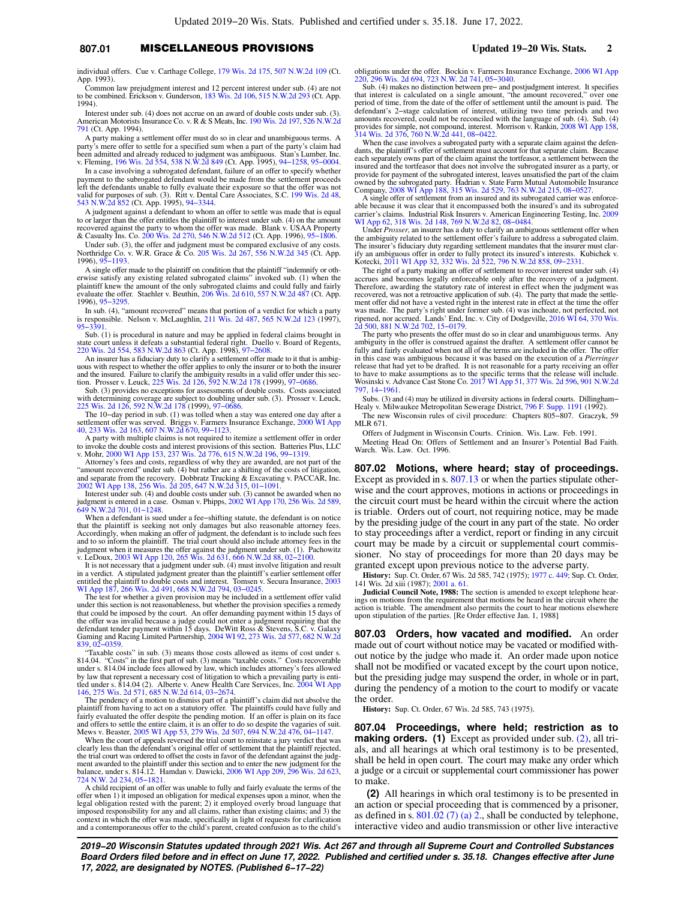individual offers. Cue v. Carthage College, 179 Wis. 2d 175, 507 N.W.2d 109 (Ct. App. 1993).

Common law prejudgment interest and 12 percent interest under sub. (4) are not to be combined. Erickson v. Gunderson, 183 Wis. 2d 106, 515 N.W.2d 293 (Ct. App. 1994).

Interest under sub. (4) does not accrue on an award of double costs under sub. (3). American Motorists Insurance Co. v. R & S Meats, Inc. 190 Wis. 2d 197, 526 N.W.2d 791 (Ct. App. 1994).

A party making a settlement offer must do so in clear and unambiguous terms. A party's mere offer to settle for a specified sum when a part of the party's claim had been admitted and already reduced to judgment was ambiguous. Stan's Lumber, Inc. v. Fleming, 196 Wis. 2d 554, 538 N.W.2d 849 (Ct. App. 1995), 94−1258, 95−0004.

In a case involving a subrogated defendant, failure of an offer to specify whether payment to the subrogated defendant would be made from the settlement proceeds left the defendants unable to fully evaluate their exposure so that the offer was not valid for purposes of sub. (3). Ritt v. Dental Care Associates, S.C. 199 Wis. 2d 48, 543 N.W.2d 852 (Ct. App. 1995), 94−3344.

A judgment against a defendant to whom an offer to settle was made that is equal to or larger than the offer entitles the plaintiff to interest under sub. (4) on the amount recovered against the party to whom the offer was made. Blank v. USAA Property & Casualty Ins. Co. 200 Wis. 2d 270, 546 N.W.2d 512 (Ct. App. 1996), 95−1806.

Under sub. (3), the offer and judgment must be compared exclusive of any costs. Northridge Co. v. W.R. Grace & Co. 205 Wis. 2d 267, 556 N.W.2d 345 (Ct. App. 1996), 95−1193.

A single offer made to the plaintiff on condition that the plaintiff "indemnify or otherwise satisfy any existing related subrogated claims" invoked sub. (1) when the plaintiff knew the amount of the only subrogated claims and could fully and fairly evaluate the offer. Staehler v. Beuthin, 206 Wis. 2d 610, 557 N.W.2d 487 (Ct. App. 1996), 95−3295.

In sub. (4), "amount recovered" means that portion of a verdict for which a party is responsible. Nelson v. McLaughlin, 211 Wis. 2d 487, 565 N.W.2d 123 (1997), 95−3391.

Sub. (1) is procedural in nature and may be applied in federal claims brought in state court unless it defeats a substantial federal right. Duello v. Board of Regents, 220 Wis. 2d 554, 583 N.W.2d 863 (Ct. App. 1998), 97−2608.

An insurer has a fiduciary duty to clarify a settlement offer made to it that is ambiguous with respect to whether the offer applies to only the insurer or to both the insurer and the insured. Failure to clarify the ambiguity results in a valid offer under this section. Prosser v. Leuck, 225 Wis. 2d 126, 592 N.W.2d 178 (1999), 97−0686.

Sub. (3) provides no exceptions for assessments of double costs. Costs associated with determining coverage are subject to doubling under sub. (3). Prosser v. Leuck, 225 Wis. 2d 126, 592 N.W.2d 178 (1999), 97−0686.

The 10−day period in sub. (1) was tolled when a stay was entered one day after a settlement offer was served. Briggs v. Farmers Insurance Exchange, 2000 WI App 40, 233 Wis. 2d 163, 607 N.W.2d 670, 99−1123.

A party with multiple claims is not required to itemize a settlement offer in order to invoke the double costs and interest provisions of this section. Batteries Plus, LLC v. Mohr, 2000 WI App 153, 237 Wis. 2d 776, 615 N.W.2d 196, 99−1319.

Attorney's fees and costs, regardless of why they are awarded, are not part of the "amount recovered" under sub. (4) but rather are a shifting of the costs of litigation, and separate from the recovery. Dobbratz Trucking & Excavating v. PACCAR, Inc. 2002 WI App 138, 256 Wis. 2d 205, 647 N.W.2d 315, 01−1091.

Interest under sub. (4) and double costs under sub. (3) cannot be awarded when no judgment is entered in a case. Osman v. Phipps, 2002 WI App 170, 256 Wis. 2d 589, 649 N.W.2d 701, 01−1248.

When a defendant is sued under a fee−shifting statute, the defendant is on notice that the plaintiff is seeking not only damages but also reasonable attorney fees. Accordingly, when making an offer of judgment, the defendant is to include such fees and to so inform the plaintiff. The trial court should also include attorney fees in the judgment when it measures the offer against the judgment under sub. (1). Pachowitz v. LeDoux, 2003 WI App 120, 265 Wis. 2d 631, 666 N.W.2d 88, 02−2100.

It is not necessary that a judgment under sub. (4) must involve litigation and result in a verdict. A stipulated judgment greater than the plaintiff's earlier settlement offer entitled the plaintiff to double costs and interest. Tomsen v. Secura Insurance, 2003 WI App 187, 266 Wis. 2d 491, 668 N.W.2d 794, 03−0245.

The test for whether a given provision may be included in a settlement offer valid under this section is not reasonableness, but whether the provision specifies a remedy that could be imposed by the court. An offer demanding payment within 15 days of the offer was invalid because a judge could not enter a judgment requiring that the defendant tender payment within 15 days. DeWitt Ross & Stevens, S.C. v. Galaxy Gaming and Racing Limited Partnership, 2004 WI 92, 273 Wis. 2d 577, 682 N.W.2d 839, 02−0359.

"Taxable costs" in sub. (3) means those costs allowed as items of cost under s. 814.04. "Costs" in the first part of sub. (3) means "taxable costs." Costs recoverable under s. 814.04 include fees allowed by law, which includes attorney's fees allowed by law that represent a necessary cost of litigation to which a prevailing party is entitled under s. 814.04 (2). Alberte v. Anew Health Care Services, Inc. 2004 WI App 146, 275 Wis. 2d 571, 685 N.W.2d 614, 03−2674.

The pendency of a motion to dismiss part of a plaintiff's claim did not absolve the plaintiff from having to act on a statutory offer. The plaintiffs could have fully and fairly evaluated the offer despite the pending motion. If an offer is plain on its face and offers to settle the entire claim, it is an offer to do so despite the vagaries of suit. Mews v. Beaster, 2005 WI App 53, 279 Wis. 2d 507, 694 N.W.2d 476, 04−1147.

When the court of appeals reversed the trial court to reinstate a jury verdict that was clearly less than the defendant's original offer of settlement that the plaintiff rejected, the trial court was ordered to offset the costs in favor of the defendant against the judgment awarded to the plaintiff under this section and to enter the new judgment for the balance, under s. 814.12. Hamdan v. Dawicki, 2006 WI App 209, 296 Wis. 2d 623, 724 N.W. 2d 234, 05−1821.

A child recipient of an offer was unable to fully and fairly evaluate the terms of the offer when 1) it imposed an obligation for medical expenses upon a minor, when the legal obligation rested with the parent; 2) it employed overly broad language that imposed responsibility for any and all claims, rather than existing claims; and 3) the context in which the offer was made, specifically in light of requests for clarification and a contemporaneous offer to the child's parent, created confusion as to the child's obligations under the offer. Bockin v. Farmers Insurance Exchange, 2006 WI App 220, 296 Wis. 2d 694, 723 N.W. 2d 741, 05−3040.

Sub. (4) makes no distinction between pre− and postjudgment interest. It specifies that interest is calculated on a single amount, "the amount recovered," over one period of time, from the date of the offer of settlement until the amount is paid. The defendant's 2−stage calculation of interest, utilizing two time periods and two amounts recovered, could not be reconciled with the language of sub. (4). Sub. (4) provides for simple, not compound, interest. Morrison v. Rankin, 2008 WI App 158, 314 Wis. 2d 376, 760 N.W.2d 441, 08−0422.

When the case involves a subrogated party with a separate claim against the defendants, the plaintiff's offer of settlement must account for that separate claim. Because each separately owns part of the claim against the tortfeasor, a settlement between the insured and the tortfeasor that does not involve the subrogated insurer as a party, or provide for payment of the subrogated interest, leaves unsatisfied the part of the claim owned by the subrogated party. Hadrian v. State Farm Mutual Automobile Insurance Company, 2008 WI App 188, 315 Wis. 2d 529, 763 N.W.2d 215, 08−0527.

A single offer of settlement from an insured and its subrogated carrier was enforceable because it was clear that it encompassed both the insured's and its subrogated carrier's claims. Industrial Risk Insurers v. American Engineering Testing, Inc. 2009 WI App 62, 318 Wis. 2d 148, 769 N.W.2d 82, 08−0484.

Under *Prosser*, an insurer has a duty to clarify an ambiguous settlement offer when the ambiguity related to the settlement offer's failure to address a subrogated claim. The insurer's fiduciary duty regarding settlement mandates that the insurer must clarify an ambiguous offer in order to fully protect its insured's interests. Kubichek v. Kotecki, 2011 WI App 32, 332 Wis. 2d 522, 796 N.W.2d 858, 09−2331.

The right of a party making an offer of settlement to recover interest under sub. (4) accrues and becomes legally enforceable only after the recovery of a judgment. Therefore, awarding the statutory rate of interest in effect when the judgment was recovered, was not a retroactive application of sub. (4). The party that made the settlement offer did not have a vested right in the interest rate in effect at the time the offer was made. The party's right under former sub. (4) was inchoate, not perfected, not ripened, nor accrued. Lands' End, Inc. v. City of Dodgeville, 2016 WI 64, 370 Wis. 2d 500, 881 N.W.2d 702, 15−0179.

The party who presents the offer must do so in clear and unambiguous terms. Any ambiguity in the offer is construed against the drafter. A settlement offer cannot be fully and fairly evaluated when not all of the terms are included in the offer. The offer in this case was ambiguous because it was based on the execution of a *Pierringer* release that had yet to be drafted. It is not reasonable for a party receiving an offer to have to make assumptions as to the specific terms that the release will include. Wosinski v. Advance Cast Stone Co. 2017 WI App 51, 377 Wis. 2d 596, 901 N.W.2d 797, 14−1961.

Subs. (3) and (4) may be utilized in diversity actions in federal courts. Dillingham−Healy v. Milwaukee Metropolitan Sewerage District, 796 F. Supp. 1191 (1992).

The new Wisconsin rules of civil procedure: Chapters 805−807. Graczyk, 59 MLR 671.

Offers of Judgment in Wisconsin Courts. Crinion. Wis. Law. Feb. 1991.

Meeting Head On: Offers of Settlement and an Insurer's Potential Bad Faith. Warch. Wis. Law. Oct. 1996.

**807.02 Motions, where heard; stay of proceedings.** Except as provided in s. 807.13 or when the parties stipulate otherwise and the court approves, motions in actions or proceedings in the circuit court must be heard within the circuit where the action is triable. Orders out of court, not requiring notice, may be made by the presiding judge of the court in any part of the state. No order to stay proceedings after a verdict, report or finding in any circuit court may be made by a circuit or supplemental court commissioner. No stay of proceedings for more than 20 days may be granted except upon previous notice to the adverse party.

**History:** Sup. Ct. Order, 67 Wis. 2d 585, 742 (1975); 1977 c. 449; Sup. Ct. Order, 141 Wis. 2d xiii (1987); 2001 a. 61.

**Judicial Council Note, 1988:** The section is amended to except telephone hearings on motions from the requirement that motions be heard in the circuit where the action is triable. The amendment also permits the court to hear motions elsewhere upon stipulation of the parties. [Re Order effective Jan. 1, 1988]

**807.03 Orders, how vacated and modified.** An order made out of court without notice may be vacated or modified without notice by the judge who made it. An order made upon notice shall not be modified or vacated except by the court upon notice, but the presiding judge may suspend the order, in whole or in part, during the pendency of a motion to the court to modify or vacate the order.

**History:** Sup. Ct. Order, 67 Wis. 2d 585, 743 (1975).

**807.04 Proceedings, where held; restriction as to making orders. (1)** Except as provided under sub. (2), all trials, and all hearings at which oral testimony is to be presented, shall be held in open court. The court may make any order which a judge or a circuit or supplemental court commissioner has power to make.

**(2)** All hearings in which oral testimony is to be presented in an action or special proceeding that is commenced by a prisoner, as defined in s. 801.02 (7) (a) 2., shall be conducted by telephone, interactive video and audio transmission or other live interactive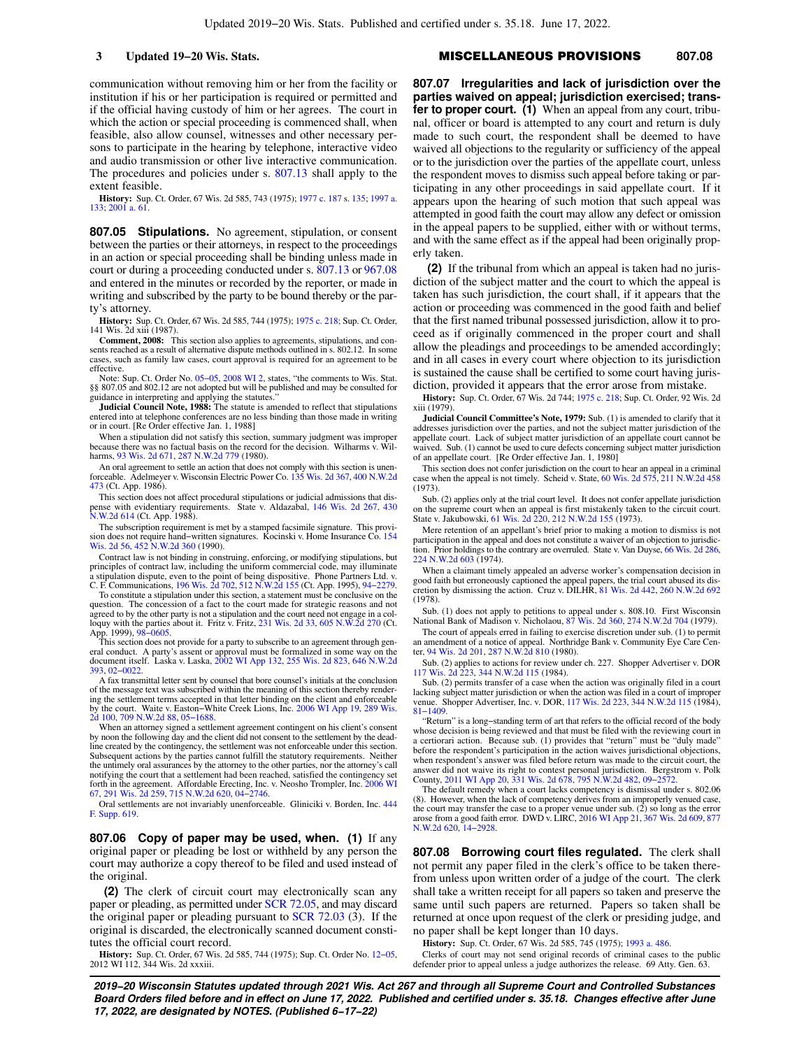communication without removing him or her from the facility or institution if his or her participation is required or permitted and if the official having custody of him or her agrees. The court in which the action or special proceeding is commenced shall, when feasible, also allow counsel, witnesses and other necessary persons to participate in the hearing by telephone, interactive video and audio transmission or other live interactive communication. The procedures and policies under s. 807.13 shall apply to the extent feasible.

**History:** Sup. Ct. Order, 67 Wis. 2d 585, 743 (1975); 1977 c. 187 s. 135; 1997 a. 133; 2001 a. 61.

**807.05 Stipulations.** No agreement, stipulation, or consent between the parties or their attorneys, in respect to the proceedings in an action or special proceeding shall be binding unless made in court or during a proceeding conducted under s. 807.13 or 967.08 and entered in the minutes or recorded by the reporter, or made in writing and subscribed by the party to be bound thereby or the party's attorney.

**History:** Sup. Ct. Order, 67 Wis. 2d 585, 744 (1975); 1975 c. 218; Sup. Ct. Order, 141 Wis. 2d xiii (1987).

**Comment, 2008:** This section also applies to agreements, stipulations, and consents reached as a result of alternative dispute methods outlined in s. 802.12. In some cases, such as family law cases, court approval is required for an agreement to be effective.

Note: Sup. Ct. Order No. 05–05, 2008 WI 2, states, "the comments to Wis. Stat. §§ 807.05 and 802.12 are not adopted but will be published and may be consulted for guidance in interpreting and applying the statutes."

**Judicial Council Note, 1988:** The statute is amended to reflect that stipulations entered into at telephone conferences are no less binding than those made in writing or in court. [Re Order effective Jan. 1, 1988]

When a stipulation did not satisfy this section, summary judgment was improper because there was no factual basis on the record for the decision. Wilharms v. Wilharms, 93 Wis. 2d 671, 287 N.W.2d 779 (1980).

An oral agreement to settle an action that does not comply with this section is unenforceable. Adelmeyer v. Wisconsin Electric Power Co. 135 Wis. 2d 367, 400 N.W.2d 473 (Ct. App. 1986).

This section does not affect procedural stipulations or judicial admissions that dispense with evidentiary requirements. State v. Aldazabal, 146 Wis. 2d 267, 430 N.W.2d 614 (Ct. App. 1988).

The subscription requirement is met by a stamped facsimile signature. This provision does not require hand–written signatures. Kocinski v. Home Insurance Co. 154 Wis. 2d 56, 452 N.W.2d 360 (1990).

Contract law is not binding in construing, enforcing, or modifying stipulations, but principles of contract law, including the uniform commercial code, may illuminate a stipulation dispute, even to the point of being dispositive. Phone Partners Ltd. v. C. F. Communications, 196 Wis. 2d 702, 512 N.W.2d 155 (Ct. App. 1995), 94–2279.

To constitute a stipulation under this section, a statement must be conclusive on the question. The concession of a fact to the court made for strategic reasons and not agreed to by the other party is not a stipulation and the court need not engage in a colloquy with the parties about it. Fritz v. Fritz, 231 Wis. 2d 33, 605 N.W.2d 270 (Ct. App. 1999), 98–0605.

This section does not provide for a party to subscribe to an agreement through general conduct. A party's assent or approval must be formalized in some way on the document itself. Laska v. Laska, 2002 WI App 132, 255 Wis. 2d 823, 646 N.W.2d 393, 02–0022.

A fax transmittal letter sent by counsel that bore counsel's initials at the conclusion of the message text was subscribed within the meaning of this section thereby rendering the settlement terms accepted in that letter binding on the client and enforceable by the court. Waite v. Easton–White Creek Lions, Inc. 2006 WI App 19, 289 Wis. 2d 100, 709 N.W.2d 88, 05–1688.

When an attorney signed a settlement agreement contingent on his client's consent by noon the following day and the client did not consent to the settlement by the deadline created by the contingency, the settlement was not enforceable under this section. Subsequent actions by the parties cannot fulfill the statutory requirements. Neither the untimely oral assurances by the attorney to the other parties, nor the attorney's call notifying the court that a settlement had been reached, satisfied the contingency set forth in the agreement. Affordable Erecting, Inc. v. Neosho Trompler, Inc. 2006 WI 67, 291 Wis. 2d 259, 715 N.W.2d 620, 04–2746.

Oral settlements are not invariably unenforceable. Gliniciki v. Borden, Inc. 444 F. Supp. 619.

**807.06 Copy of paper may be used, when. (1)** If any original paper or pleading be lost or withheld by any person the court may authorize a copy thereof to be filed and used instead of the original.

**(2)** The clerk of circuit court may electronically scan any paper or pleading, as permitted under SCR 72.05, and may discard the original paper or pleading pursuant to SCR 72.03 (3). If the original is discarded, the electronically scanned document constitutes the official court record.

**History:** Sup. Ct. Order, 67 Wis. 2d 585, 744 (1975); Sup. Ct. Order No. 12–05, 2012 WI 112, 344 Wis. 2d xxxiii.

**807.07 Irregularities and lack of jurisdiction over the parties waived on appeal; jurisdiction exercised; transfer to proper court. (1)** When an appeal from any court, tribunal, officer or board is attempted to any court and return is duly made to such court, the respondent shall be deemed to have waived all objections to the regularity or sufficiency of the appeal or to the jurisdiction over the parties of the appellate court, unless the respondent moves to dismiss such appeal before taking or participating in any other proceedings in said appellate court. If it appears upon the hearing of such motion that such appeal was attempted in good faith the court may allow any defect or omission in the appeal papers to be supplied, either with or without terms, and with the same effect as if the appeal had been originally properly taken.

**(2)** If the tribunal from which an appeal is taken had no jurisdiction of the subject matter and the court to which the appeal is taken has such jurisdiction, the court shall, if it appears that the action or proceeding was commenced in the good faith and belief that the first named tribunal possessed jurisdiction, allow it to proceed as if originally commenced in the proper court and shall allow the pleadings and proceedings to be amended accordingly; and in all cases in every court where objection to its jurisdiction is sustained the cause shall be certified to some court having jurisdiction, provided it appears that the error arose from mistake.

**History:** Sup. Ct. Order, 67 Wis. 2d 744; 1975 c. 218; Sup. Ct. Order, 92 Wis. 2d xiii (1979).

**Judicial Council Committee's Note, 1979:** Sub. (1) is amended to clarify that it addresses jurisdiction over the parties, and not the subject matter jurisdiction of the appellate court. Lack of subject matter jurisdiction of an appellate court cannot be waived. Sub. (1) cannot be used to cure defects concerning subject matter jurisdiction of an appellate court. [Re Order effective Jan. 1, 1980]

This section does not confer jurisdiction on the court to hear an appeal in a criminal case when the appeal is not timely. Scheid v. State, 60 Wis. 2d 575, 211 N.W.2d 458 (1973).

Sub. (2) applies only at the trial court level. It does not confer appellate jurisdiction on the supreme court when an appeal is first mistakenly taken to the circuit court. State v. Jakubowski, 61 Wis. 2d 220, 212 N.W.2d 155 (1973).

Mere retention of an appellant's brief prior to making a motion to dismiss is not participation in the appeal and does not constitute a waiver of an objection to jurisdiction. Prior holdings to the contrary are overruled. State v. Van Duyse, 66 Wis. 2d 286, 224 N.W.2d 603 (1974).

When a claimant timely appealed an adverse worker's compensation decision in good faith but erroneously captioned the appeal papers, the trial court abused its discretion by dismissing the action. Cruz v. DILHR, 81 Wis. 2d 442, 260 N.W.2d 692 (1978).

Sub. (1) does not apply to petitions to appeal under s. 808.10. First Wisconsin National Bank of Madison v. Nicholaou, 87 Wis. 2d 360, 274 N.W.2d 704 (1979).

The court of appeals erred in failing to exercise discretion under sub. (1) to permit an amendment of a notice of appeal. Northridge Bank v. Community Eye Care Center, 94 Wis. 2d 201, 287 N.W.2d 810 (1980).

Sub. (2) applies to actions for review under ch. 227. Shopper Advertiser v. DOR 117 Wis. 2d 223, 344 N.W.2d 115 (1984).

Sub. (2) permits transfer of a case when the action was originally filed in a court lacking subject matter jurisdiction or when the action was filed in a court of improper venue. Shopper Advertiser, Inc. v. DOR, 117 Wis. 2d 223, 344 N.W.2d 115 (1984), 81–1409.

"Return" is a long–standing term of art that refers to the official record of the body whose decision is being reviewed and that must be filed with the reviewing court in a certiorari action. Because sub. (1) provides that "return" must be "duly made" before the respondent's participation in the action waives jurisdictional objections, when respondent's answer was filed before return was made to the circuit court, the answer did not waive its right to contest personal jurisdiction. Bergstrom v. Polk County, 2011 WI App 20, 331 Wis. 2d 678, 795 N.W.2d 482, 09–2572.

The default remedy when a court lacks competency is dismissal under s. 802.06 (8). However, when the lack of competency derives from an improperly venued case, the court may transfer the case to a proper venue under sub. (2) so long as the error arose from a good faith error. DWD v. LIRC, 2016 WI App 21, 367 Wis. 2d 609, 877 N.W.2d 620, 14–2928.

**807.08 Borrowing court files regulated.** The clerk shall not permit any paper filed in the clerk's office to be taken therefrom unless upon written order of a judge of the court. The clerk shall take a written receipt for all papers so taken and preserve the same until such papers are returned. Papers so taken shall be returned at once upon request of the clerk or presiding judge, and no paper shall be kept longer than 10 days.

**History:** Sup. Ct. Order, 67 Wis. 2d 585, 745 (1975); 1993 a. 486.

Clerks of court may not send original records of criminal cases to the public defender prior to appeal unless a judge authorizes the release. 69 Atty. Gen. 63.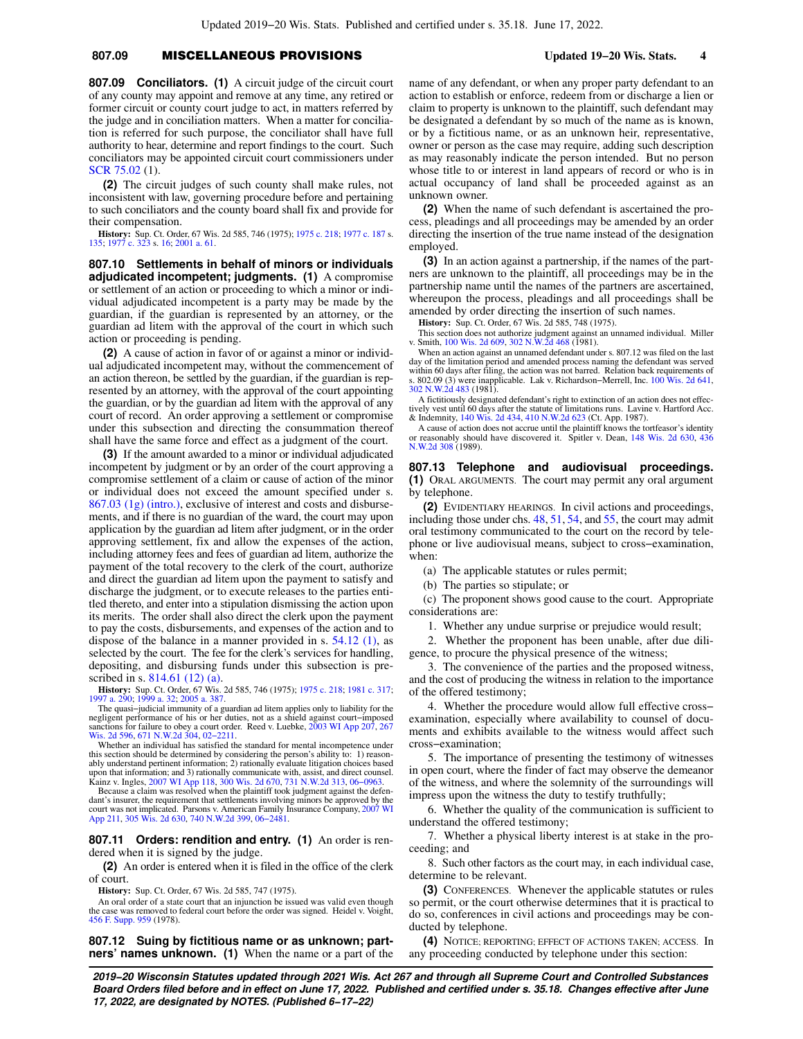**807.09 Conciliators.** **(1)** A circuit judge of the circuit court of any county may appoint and remove at any time, any retired or former circuit or county court judge to act, in matters referred by the judge and in conciliation matters. When a matter for conciliation is referred for such purpose, the conciliator shall have full authority to hear, determine and report findings to the court. Such conciliators may be appointed circuit court commissioners under SCR 75.02 (1).

**(2)** The circuit judges of such county shall make rules, not inconsistent with law, governing procedure before and pertaining to such conciliators and the county board shall fix and provide for their compensation.

**History:** Sup. Ct. Order, 67 Wis. 2d 585, 746 (1975); 1975 c. 218; 1977 c. 187 s. 135; 1977 c. 323 s. 16; 2001 a. 61.

**807.10 Settlements in behalf of minors or individuals adjudicated incompetent; judgments.** **(1)** A compromise or settlement of an action or proceeding to which a minor or individual adjudicated incompetent is a party may be made by the guardian, if the guardian is represented by an attorney, or the guardian ad litem with the approval of the court in which such action or proceeding is pending.

**(2)** A cause of action in favor of or against a minor or individual adjudicated incompetent may, without the commencement of an action thereon, be settled by the guardian, if the guardian is represented by an attorney, with the approval of the court appointing the guardian, or by the guardian ad litem with the approval of any court of record. An order approving a settlement or compromise under this subsection and directing the consummation thereof shall have the same force and effect as a judgment of the court.

**(3)** If the amount awarded to a minor or individual adjudicated incompetent by judgment or by an order of the court approving a compromise settlement of a claim or cause of action of the minor or individual does not exceed the amount specified under s. 867.03 (1g) (intro.), exclusive of interest and costs and disbursements, and if there is no guardian of the ward, the court may upon application by the guardian ad litem after judgment, or in the order approving settlement, fix and allow the expenses of the action, including attorney fees and fees of guardian ad litem, authorize the payment of the total recovery to the clerk of the court, authorize and direct the guardian ad litem upon the payment to satisfy and discharge the judgment, or to execute releases to the parties entitled thereto, and enter into a stipulation dismissing the action upon its merits. The order shall also direct the clerk upon the payment to pay the costs, disbursements, and expenses of the action and to dispose of the balance in a manner provided in s. 54.12 (1), as selected by the court. The fee for the clerk's services for handling, depositing, and disbursing funds under this subsection is prescribed in s. 814.61 (12) (a).

**History:** Sup. Ct. Order, 67 Wis. 2d 585, 746 (1975); 1975 c. 218; 1981 c. 317; 1997 a. 290; 1999 a. 32; 2005 a. 387.

The quasi-judicial immunity of a guardian ad litem applies only to liability for the negligent performance of his or her duties, not as a shield against court-imposed sanctions for failure to obey a court order. Reed v. Luebke, 2003 WI App 207, 267 Wis. 2d 596, 671 N.W.2d 304, 02-2211.

Whether an individual has satisfied the standard for mental incompetence under this section should be determined by considering the person's ability to: 1) reasonably understand pertinent information; 2) rationally evaluate litigation choices based upon that information; and 3) rationally communicate with, assist, and direct counsel. Kainz v. Ingles, 2007 WI App 118, 300 Wis. 2d 670, 731 N.W.2d 313, 06-0963.

Because a claim was resolved when the plaintiff took judgment against the defendant's insurer, the requirement that settlements involving minors be approved by the court was not implicated. Parsons v. American Family Insurance Company, 2007 WI App 211, 305 Wis. 2d 630, 740 N.W.2d 399, 06-2481.

**807.11 Orders: rendition and entry.** **(1)** An order is rendered when it is signed by the judge.

**(2)** An order is entered when it is filed in the office of the clerk of court.

**History:** Sup. Ct. Order, 67 Wis. 2d 585, 747 (1975).

An oral order of a state court that an injunction be issued was valid even though the case was removed to federal court before the order was signed. Heidel v. Voight, 456 F. Supp. 959 (1978).

**807.12 Suing by fictitious name or as unknown; partners' names unknown.** **(1)** When the name or a part of the name of any defendant, or when any proper party defendant to an action to establish or enforce, redeem from or discharge a lien or claim to property is unknown to the plaintiff, such defendant may be designated a defendant by so much of the name as is known, or by a fictitious name, or as an unknown heir, representative, owner or person as the case may require, adding such description as may reasonably indicate the person intended. But no person whose title to or interest in land appears of record or who is in actual occupancy of land shall be proceeded against as an unknown owner.

**(2)** When the name of such defendant is ascertained the process, pleadings and all proceedings may be amended by an order directing the insertion of the true name instead of the designation employed.

**(3)** In an action against a partnership, if the names of the partners are unknown to the plaintiff, all proceedings may be in the partnership name until the names of the partners are ascertained, whereupon the process, pleadings and all proceedings shall be amended by order directing the insertion of such names.

**History:** Sup. Ct. Order, 67 Wis. 2d 585, 748 (1975).

This section does not authorize judgment against an unnamed individual. Miller v. Smith, 100 Wis. 2d 609, 302 N.W.2d 468 (1981).

When an action against an unnamed defendant under s. 807.12 was filed on the last day of the limitation period and amended process naming the defendant was served within 60 days after filing, the action was not barred. Relation back requirements of s. 802.09 (3) were inapplicable. Lak v. Richardson-Merrell, Inc. 100 Wis. 2d 641, 302 N.W.2d 483 (1981).

A fictitiously designated defendant's right to extinction of an action does not effectively vest until 60 days after the statute of limitations runs. Lavine v. Hartford Acc. & Indemnity, 140 Wis. 2d 434, 410 N.W.2d 623 (Ct. App. 1987).

A cause of action does not accrue until the plaintiff knows the tortfeasor's identity or reasonably should have discovered it. Spitler v. Dean, 148 Wis. 2d 630, 436 N.W.2d 308 (1989).

**807.13 Telephone and audiovisual proceedings.** **(1)** ORAL ARGUMENTS. The court may permit any oral argument by telephone.

**(2)** EVIDENTIARY HEARINGS. In civil actions and proceedings, including those under chs. 48, 51, 54, and 55, the court may admit oral testimony communicated to the court on the record by telephone or live audiovisual means, subject to cross-examination, when:

(a) The applicable statutes or rules permit;

(b) The parties so stipulate; or

(c) The proponent shows good cause to the court. Appropriate considerations are:

1. Whether any undue surprise or prejudice would result;

2. Whether the proponent has been unable, after due diligence, to procure the physical presence of the witness;

3. The convenience of the parties and the proposed witness, and the cost of producing the witness in relation to the importance of the offered testimony;

4. Whether the procedure would allow full effective cross-examination, especially where availability to counsel of documents and exhibits available to the witness would affect such cross-examination;

5. The importance of presenting the testimony of witnesses in open court, where the finder of fact may observe the demeanor of the witness, and where the solemnity of the surroundings will impress upon the witness the duty to testify truthfully;

6. Whether the quality of the communication is sufficient to understand the offered testimony;

7. Whether a physical liberty interest is at stake in the proceeding; and

8. Such other factors as the court may, in each individual case, determine to be relevant.

**(3)** CONFERENCES. Whenever the applicable statutes or rules so permit, or the court otherwise determines that it is practical to do so, conferences in civil actions and proceedings may be conducted by telephone.

**(4)** NOTICE; REPORTING; EFFECT OF ACTIONS TAKEN; ACCESS. In any proceeding conducted by telephone under this section: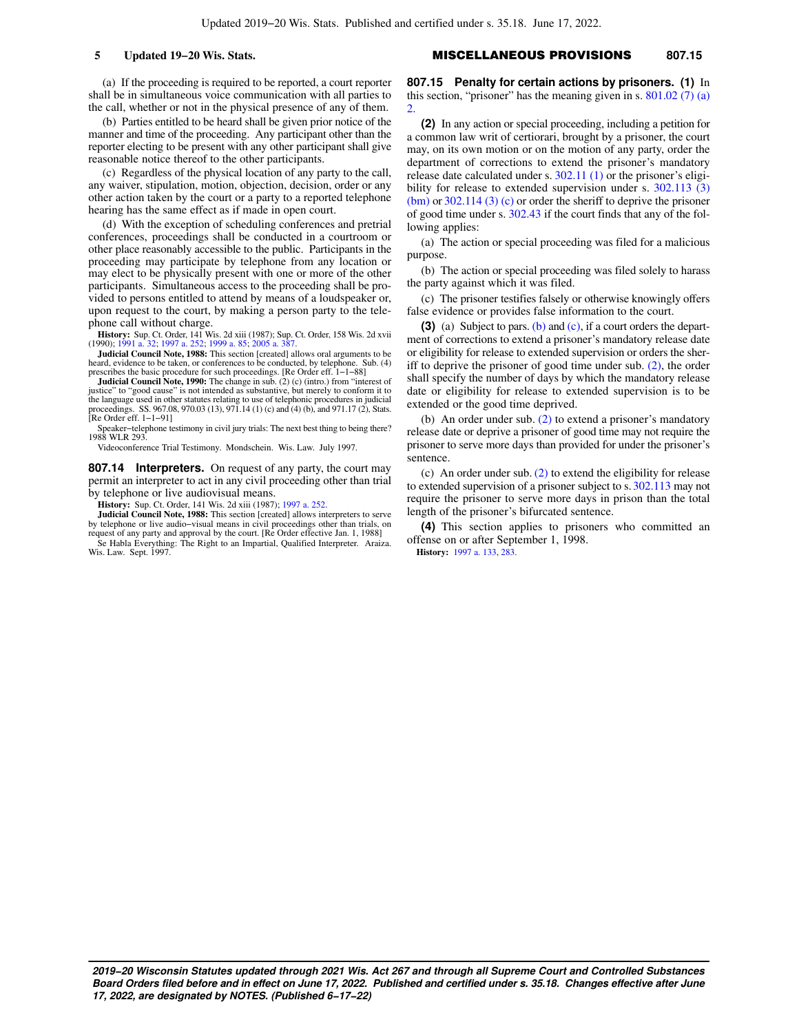(a) If the proceeding is required to be reported, a court reporter shall be in simultaneous voice communication with all parties to the call, whether or not in the physical presence of any of them.

(b) Parties entitled to be heard shall be given prior notice of the manner and time of the proceeding. Any participant other than the reporter electing to be present with any other participant shall give reasonable notice thereof to the other participants.

(c) Regardless of the physical location of any party to the call, any waiver, stipulation, motion, objection, decision, order or any other action taken by the court or a party to a reported telephone hearing has the same effect as if made in open court.

(d) With the exception of scheduling conferences and pretrial conferences, proceedings shall be conducted in a courtroom or other place reasonably accessible to the public. Participants in the proceeding may participate by telephone from any location or may elect to be physically present with one or more of the other participants. Simultaneous access to the proceeding shall be provided to persons entitled to attend by means of a loudspeaker or, upon request to the court, by making a person party to the telephone call without charge.

**History:** Sup. Ct. Order, 141 Wis. 2d xiii (1987); Sup. Ct. Order, 158 Wis. 2d xvii (1990); 1991 a. 32; 1997 a. 252; 1999 a. 85; 2005 a. 387.

**Judicial Council Note, 1988:** This section [created] allows oral arguments to be heard, evidence to be taken, or conferences to be conducted, by telephone. Sub. (4) prescribes the basic procedure for such proceedings. [Re Order eff. 1−1−88]

**Judicial Council Note, 1990:** The change in sub. (2) (c) (intro.) from "interest of justice" to "good cause" is not intended as substantive, but merely to conform it to the language used in other statutes relating to use of telephonic procedures in judicial proceedings. SS. 967.08, 970.03 (13), 971.14 (1) (c) and (4) (b), and 971.17 (2), Stats. [Re Order eff. 1−1−91]

Speaker−telephone testimony in civil jury trials: The next best thing to being there? 1988 WLR 293.

Videoconference Trial Testimony. Mondschein. Wis. Law. July 1997.

**807.14 Interpreters.** On request of any party, the court may permit an interpreter to act in any civil proceeding other than trial by telephone or live audiovisual means.

**History:** Sup. Ct. Order, 141 Wis. 2d xiii (1987); 1997 a. 252.

**Judicial Council Note, 1988:** This section [created] allows interpreters to serve by telephone or live audio−visual means in civil proceedings other than trials, on request of any party and approval by the court. [Re Order effective Jan. 1, 1988]

Se Habla Everything: The Right to an Impartial, Qualified Interpreter. Araiza. Wis. Law. Sept. 1997.

**807.15 Penalty for certain actions by prisoners. (1)** In this section, "prisoner" has the meaning given in s. 801.02 (7) (a) 2.

**(2)** In any action or special proceeding, including a petition for a common law writ of certiorari, brought by a prisoner, the court may, on its own motion or on the motion of any party, order the department of corrections to extend the prisoner's mandatory release date calculated under s. 302.11 (1) or the prisoner's eligibility for release to extended supervision under s. 302.113 (3) (bm) or 302.114 (3) (c) or order the sheriff to deprive the prisoner of good time under s. 302.43 if the court finds that any of the following applies:

(a) The action or special proceeding was filed for a malicious purpose.

(b) The action or special proceeding was filed solely to harass the party against which it was filed.

(c) The prisoner testifies falsely or otherwise knowingly offers false evidence or provides false information to the court.

**(3)** (a) Subject to pars. (b) and (c), if a court orders the department of corrections to extend a prisoner's mandatory release date or eligibility for release to extended supervision or orders the sheriff to deprive the prisoner of good time under sub. (2), the order shall specify the number of days by which the mandatory release date or eligibility for release to extended supervision is to be extended or the good time deprived.

(b) An order under sub. (2) to extend a prisoner's mandatory release date or deprive a prisoner of good time may not require the prisoner to serve more days than provided for under the prisoner's sentence.

(c) An order under sub. (2) to extend the eligibility for release to extended supervision of a prisoner subject to s. 302.113 may not require the prisoner to serve more days in prison than the total length of the prisoner's bifurcated sentence.

**(4)** This section applies to prisoners who committed an offense on or after September 1, 1998.

**History:** 1997 a. 133, 283.